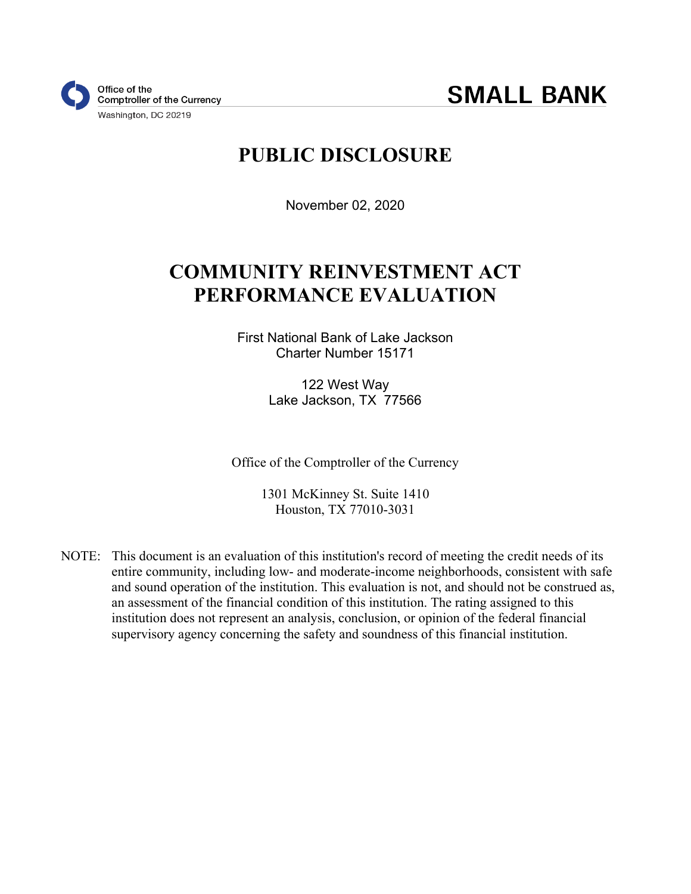Office of the
Comptroller of the Currency
Washington, DC 20219

**SMALL BANK**

# PUBLIC DISCLOSURE

November 02, 2020

# COMMUNITY REINVESTMENT ACT PERFORMANCE EVALUATION

First National Bank of Lake Jackson
Charter Number 15171

122 West Way
Lake Jackson, TX 77566

Office of the Comptroller of the Currency

1301 McKinney St. Suite 1410
Houston, TX 77010-3031

NOTE: This document is an evaluation of this institution's record of meeting the credit needs of its entire community, including low- and moderate-income neighborhoods, consistent with safe and sound operation of the institution. This evaluation is not, and should not be construed as, an assessment of the financial condition of this institution. The rating assigned to this institution does not represent an analysis, conclusion, or opinion of the federal financial supervisory agency concerning the safety and soundness of this financial institution.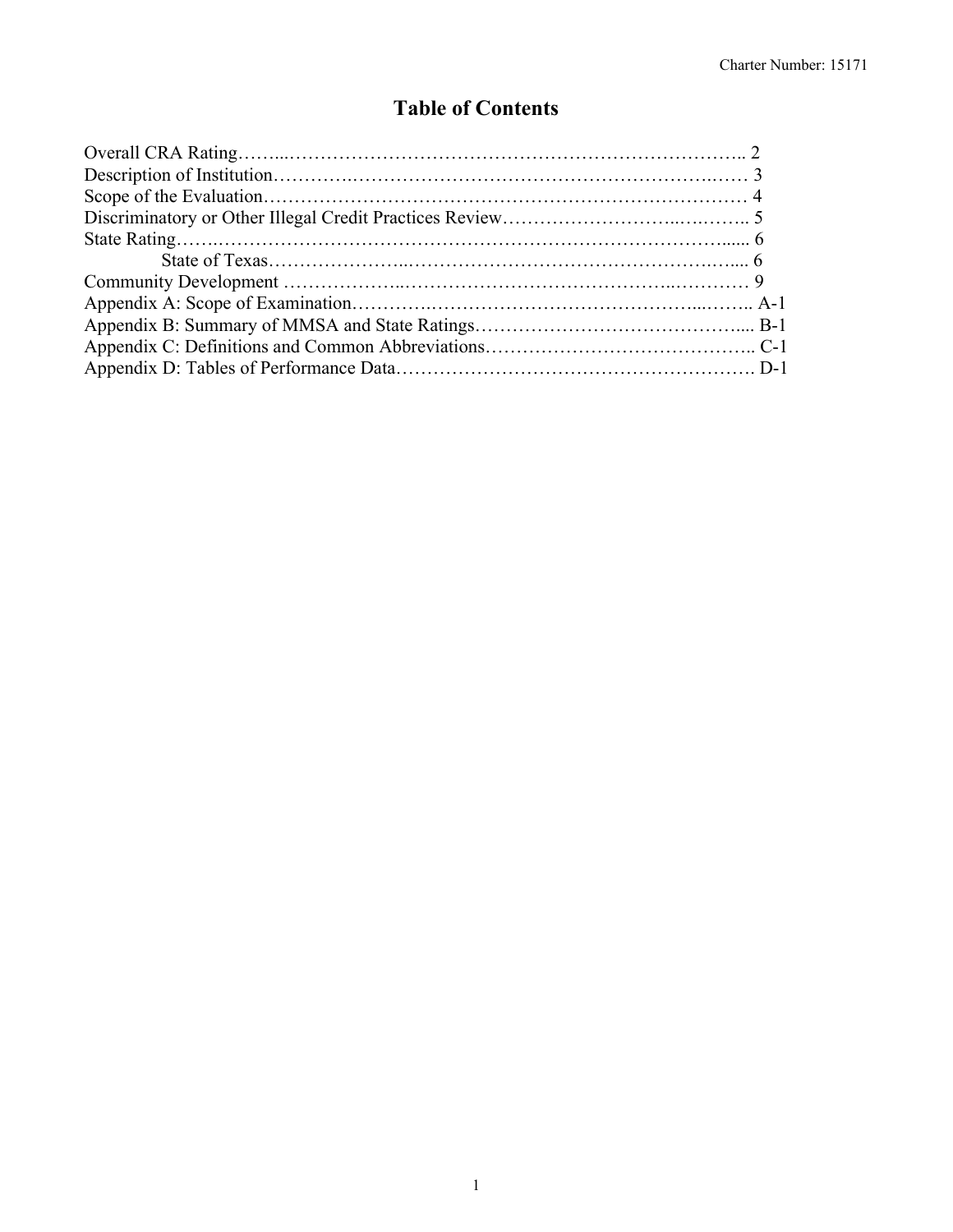# Table of Contents

Overall CRA Rating…….......................................................................... 2
Description of Institution........................................................................ 3
Scope of the Evaluation.......................................................................... 4
Discriminatory or Other Illegal Credit Practices Review.......................... 5
State Rating.......................................................................................... 6
    State of Texas.................................................................................... 6
Community Development ...................................................................... 9
Appendix A: Scope of Examination......................................................... A-1
Appendix B: Summary of MMSA and State Ratings................................. B-1
Appendix C: Definitions and Common Abbreviations................................ C-1
Appendix D: Tables of Performance Data................................................ D-1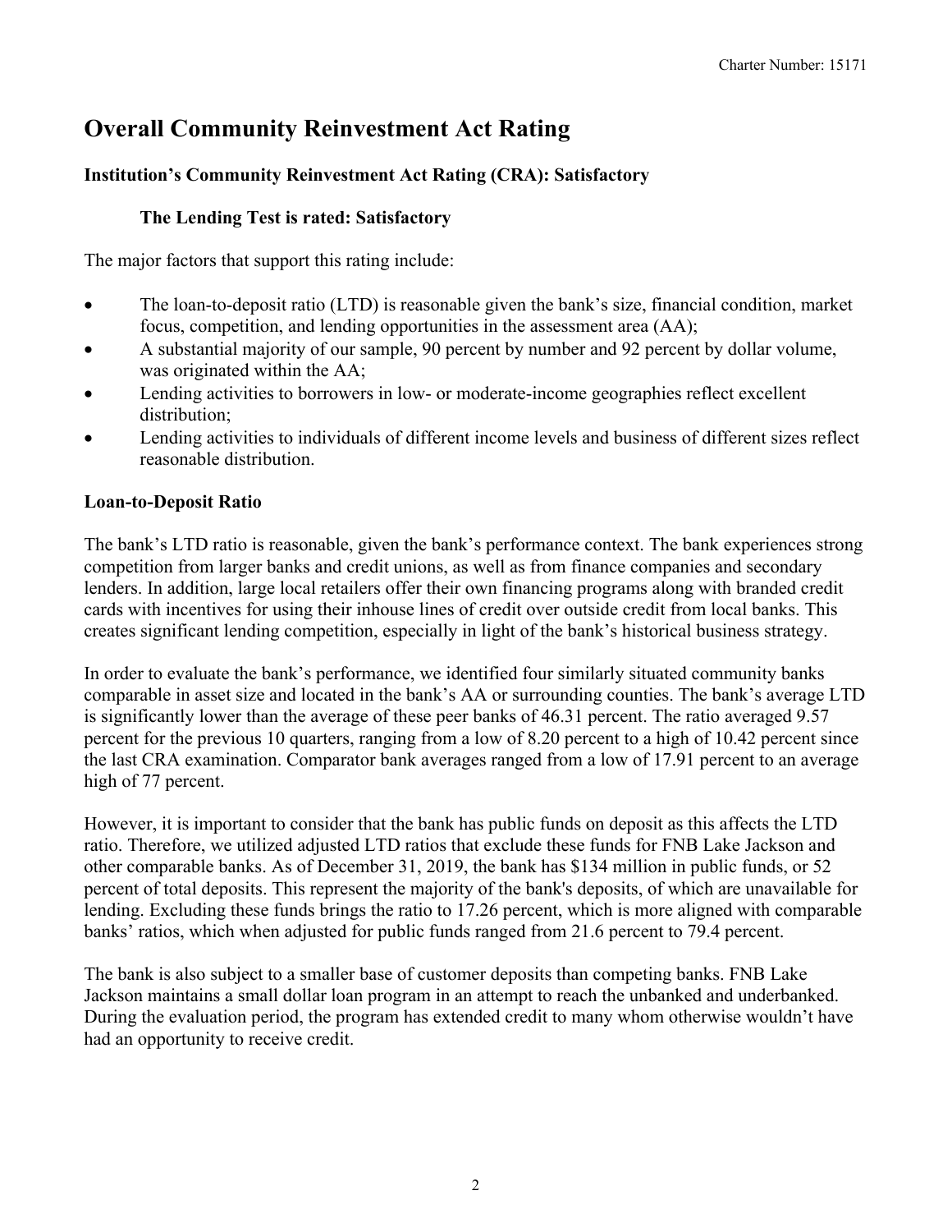# Overall Community Reinvestment Act Rating

### Institution's Community Reinvestment Act Rating (CRA): Satisfactory

#### The Lending Test is rated: Satisfactory

The major factors that support this rating include:

- The loan-to-deposit ratio (LTD) is reasonable given the bank's size, financial condition, market focus, competition, and lending opportunities in the assessment area (AA);
- A substantial majority of our sample, 90 percent by number and 92 percent by dollar volume, was originated within the AA;
- Lending activities to borrowers in low- or moderate-income geographies reflect excellent distribution;
- Lending activities to individuals of different income levels and business of different sizes reflect reasonable distribution.

### Loan-to-Deposit Ratio

The bank's LTD ratio is reasonable, given the bank's performance context. The bank experiences strong competition from larger banks and credit unions, as well as from finance companies and secondary lenders. In addition, large local retailers offer their own financing programs along with branded credit cards with incentives for using their inhouse lines of credit over outside credit from local banks. This creates significant lending competition, especially in light of the bank's historical business strategy.

In order to evaluate the bank's performance, we identified four similarly situated community banks comparable in asset size and located in the bank's AA or surrounding counties. The bank's average LTD is significantly lower than the average of these peer banks of 46.31 percent. The ratio averaged 9.57 percent for the previous 10 quarters, ranging from a low of 8.20 percent to a high of 10.42 percent since the last CRA examination. Comparator bank averages ranged from a low of 17.91 percent to an average high of 77 percent.

However, it is important to consider that the bank has public funds on deposit as this affects the LTD ratio. Therefore, we utilized adjusted LTD ratios that exclude these funds for FNB Lake Jackson and other comparable banks. As of December 31, 2019, the bank has $134 million in public funds, or 52 percent of total deposits. This represent the majority of the bank's deposits, of which are unavailable for lending. Excluding these funds brings the ratio to 17.26 percent, which is more aligned with comparable banks' ratios, which when adjusted for public funds ranged from 21.6 percent to 79.4 percent.

The bank is also subject to a smaller base of customer deposits than competing banks. FNB Lake Jackson maintains a small dollar loan program in an attempt to reach the unbanked and underbanked. During the evaluation period, the program has extended credit to many whom otherwise wouldn't have had an opportunity to receive credit.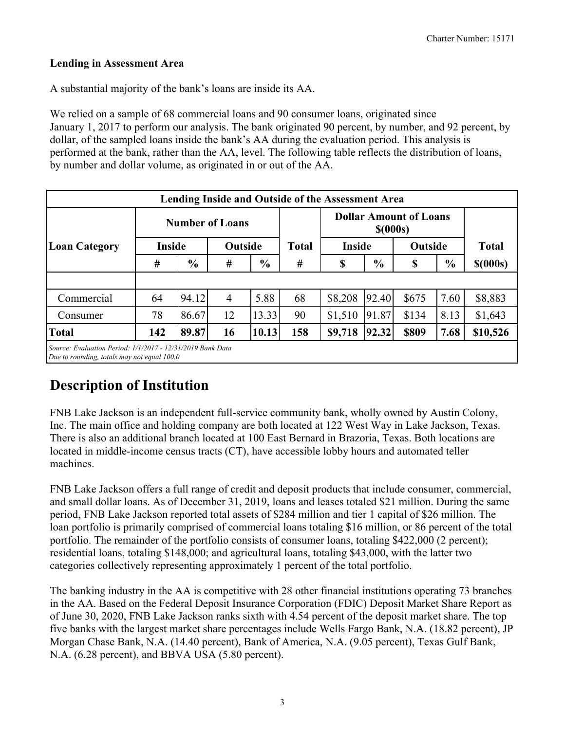**Lending in Assessment Area**

A substantial majority of the bank's loans are inside its AA.

We relied on a sample of 68 commercial loans and 90 consumer loans, originated since January 1, 2017 to perform our analysis. The bank originated 90 percent, by number, and 92 percent, by dollar, of the sampled loans inside the bank's AA during the evaluation period. This analysis is performed at the bank, rather than the AA, level. The following table reflects the distribution of loans, by number and dollar volume, as originated in or out of the AA.

| Lending Inside and Outside of the Assessment Area | | | | | | | | | | |
|---|---|---|---|---|---|---|---|---|---|---|
| **Loan Category** | **Number of Loans** | | | | **Total** | **Dollar Amount of Loans $(000s)** | | | | **Total** |
| | **Inside** | | **Outside** | | | **Inside** | | **Outside** | | |
| | **#** | **%** | **#** | **%** | **#** | **$** | **%** | **$** | **%** | **$(000s)** |
| | | | | | | | | | | |
| Commercial | 64 | 94.12 | 4 | 5.88 | 68 | $8,208 | 92.40 | $675 | 7.60 | $8,883 |
| Consumer | 78 | 86.67 | 12 | 13.33 | 90 | $1,510 | 91.87 | $134 | 8.13 | $1,643 |
| **Total** | **142** | **89.87** | **16** | **10.13** | **158** | **$9,718** | **92.32** | **$809** | **7.68** | **$10,526** |

*Source: Evaluation Period: 1/1/2017 - 12/31/2019 Bank Data*
*Due to rounding, totals may not equal 100.0*

# Description of Institution

FNB Lake Jackson is an independent full-service community bank, wholly owned by Austin Colony, Inc. The main office and holding company are both located at 122 West Way in Lake Jackson, Texas. There is also an additional branch located at 100 East Bernard in Brazoria, Texas. Both locations are located in middle-income census tracts (CT), have accessible lobby hours and automated teller machines.

FNB Lake Jackson offers a full range of credit and deposit products that include consumer, commercial, and small dollar loans. As of December 31, 2019, loans and leases totaled $21 million. During the same period, FNB Lake Jackson reported total assets of $284 million and tier 1 capital of $26 million. The loan portfolio is primarily comprised of commercial loans totaling $16 million, or 86 percent of the total portfolio. The remainder of the portfolio consists of consumer loans, totaling $422,000 (2 percent); residential loans, totaling $148,000; and agricultural loans, totaling $43,000, with the latter two categories collectively representing approximately 1 percent of the total portfolio.

The banking industry in the AA is competitive with 28 other financial institutions operating 73 branches in the AA. Based on the Federal Deposit Insurance Corporation (FDIC) Deposit Market Share Report as of June 30, 2020, FNB Lake Jackson ranks sixth with 4.54 percent of the deposit market share. The top five banks with the largest market share percentages include Wells Fargo Bank, N.A. (18.82 percent), JP Morgan Chase Bank, N.A. (14.40 percent), Bank of America, N.A. (9.05 percent), Texas Gulf Bank, N.A. (6.28 percent), and BBVA USA (5.80 percent).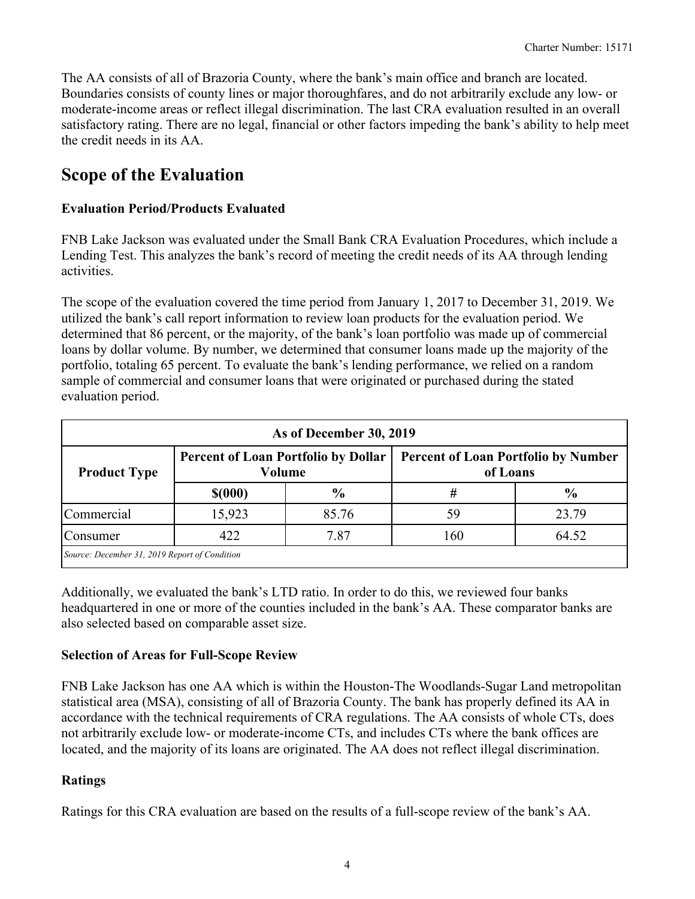The AA consists of all of Brazoria County, where the bank's main office and branch are located. Boundaries consists of county lines or major thoroughfares, and do not arbitrarily exclude any low- or moderate-income areas or reflect illegal discrimination. The last CRA evaluation resulted in an overall satisfactory rating. There are no legal, financial or other factors impeding the bank's ability to help meet the credit needs in its AA.

# Scope of the Evaluation

### Evaluation Period/Products Evaluated

FNB Lake Jackson was evaluated under the Small Bank CRA Evaluation Procedures, which include a Lending Test. This analyzes the bank's record of meeting the credit needs of its AA through lending activities.

The scope of the evaluation covered the time period from January 1, 2017 to December 31, 2019. We utilized the bank's call report information to review loan products for the evaluation period. We determined that 86 percent, or the majority, of the bank's loan portfolio was made up of commercial loans by dollar volume. By number, we determined that consumer loans made up the majority of the portfolio, totaling 65 percent. To evaluate the bank's lending performance, we relied on a random sample of commercial and consumer loans that were originated or purchased during the stated evaluation period.

| As of December 30, 2019 | | | | |
|---|---|---|---|---|
| **Product Type** | **Percent of Loan Portfolio by Dollar Volume** | | **Percent of Loan Portfolio by Number of Loans** | |
| | **$(000)** | **%** | **#** | **%** |
| Commercial | 15,923 | 85.76 | 59 | 23.79 |
| Consumer | 422 | 7.87 | 160 | 64.52 |
| *Source: December 31, 2019 Report of Condition* | | | | |

Additionally, we evaluated the bank's LTD ratio. In order to do this, we reviewed four banks headquartered in one or more of the counties included in the bank's AA. These comparator banks are also selected based on comparable asset size.

### Selection of Areas for Full-Scope Review

FNB Lake Jackson has one AA which is within the Houston-The Woodlands-Sugar Land metropolitan statistical area (MSA), consisting of all of Brazoria County. The bank has properly defined its AA in accordance with the technical requirements of CRA regulations. The AA consists of whole CTs, does not arbitrarily exclude low- or moderate-income CTs, and includes CTs where the bank offices are located, and the majority of its loans are originated. The AA does not reflect illegal discrimination.

### Ratings

Ratings for this CRA evaluation are based on the results of a full-scope review of the bank's AA.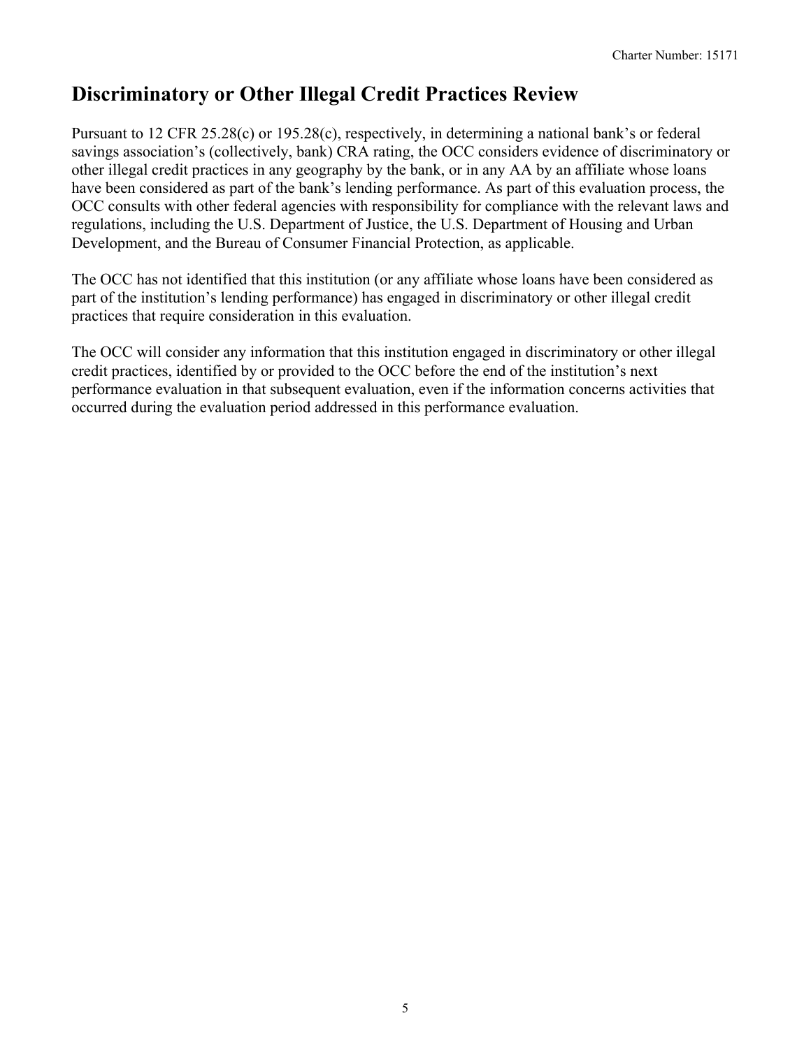## Discriminatory or Other Illegal Credit Practices Review

Pursuant to 12 CFR 25.28(c) or 195.28(c), respectively, in determining a national bank's or federal savings association's (collectively, bank) CRA rating, the OCC considers evidence of discriminatory or other illegal credit practices in any geography by the bank, or in any AA by an affiliate whose loans have been considered as part of the bank's lending performance. As part of this evaluation process, the OCC consults with other federal agencies with responsibility for compliance with the relevant laws and regulations, including the U.S. Department of Justice, the U.S. Department of Housing and Urban Development, and the Bureau of Consumer Financial Protection, as applicable.

The OCC has not identified that this institution (or any affiliate whose loans have been considered as part of the institution's lending performance) has engaged in discriminatory or other illegal credit practices that require consideration in this evaluation.

The OCC will consider any information that this institution engaged in discriminatory or other illegal credit practices, identified by or provided to the OCC before the end of the institution's next performance evaluation in that subsequent evaluation, even if the information concerns activities that occurred during the evaluation period addressed in this performance evaluation.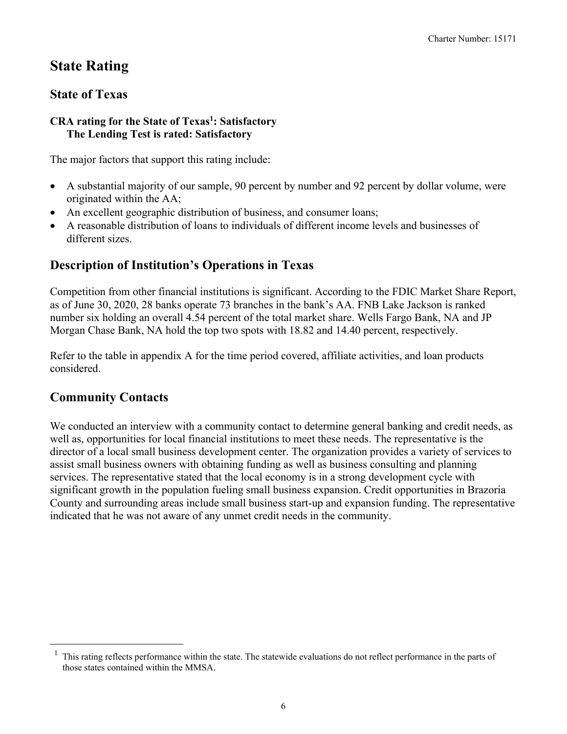# State Rating

## State of Texas

**CRA rating for the State of Texas[1]: Satisfactory**
**The Lending Test is rated: Satisfactory**

The major factors that support this rating include:

- A substantial majority of our sample, 90 percent by number and 92 percent by dollar volume, were originated within the AA;
- An excellent geographic distribution of business, and consumer loans;
- A reasonable distribution of loans to individuals of different income levels and businesses of different sizes.

## Description of Institution's Operations in Texas

Competition from other financial institutions is significant. According to the FDIC Market Share Report, as of June 30, 2020, 28 banks operate 73 branches in the bank's AA. FNB Lake Jackson is ranked number six holding an overall 4.54 percent of the total market share. Wells Fargo Bank, NA and JP Morgan Chase Bank, NA hold the top two spots with 18.82 and 14.40 percent, respectively.

Refer to the table in appendix A for the time period covered, affiliate activities, and loan products considered.

## Community Contacts

We conducted an interview with a community contact to determine general banking and credit needs, as well as, opportunities for local financial institutions to meet these needs. The representative is the director of a local small business development center. The organization provides a variety of services to assist small business owners with obtaining funding as well as business consulting and planning services. The representative stated that the local economy is in a strong development cycle with significant growth in the population fueling small business expansion. Credit opportunities in Brazoria County and surrounding areas include small business start-up and expansion funding. The representative indicated that he was not aware of any unmet credit needs in the community.

---

[1] This rating reflects performance within the state. The statewide evaluations do not reflect performance in the parts of those states contained within the MMSA.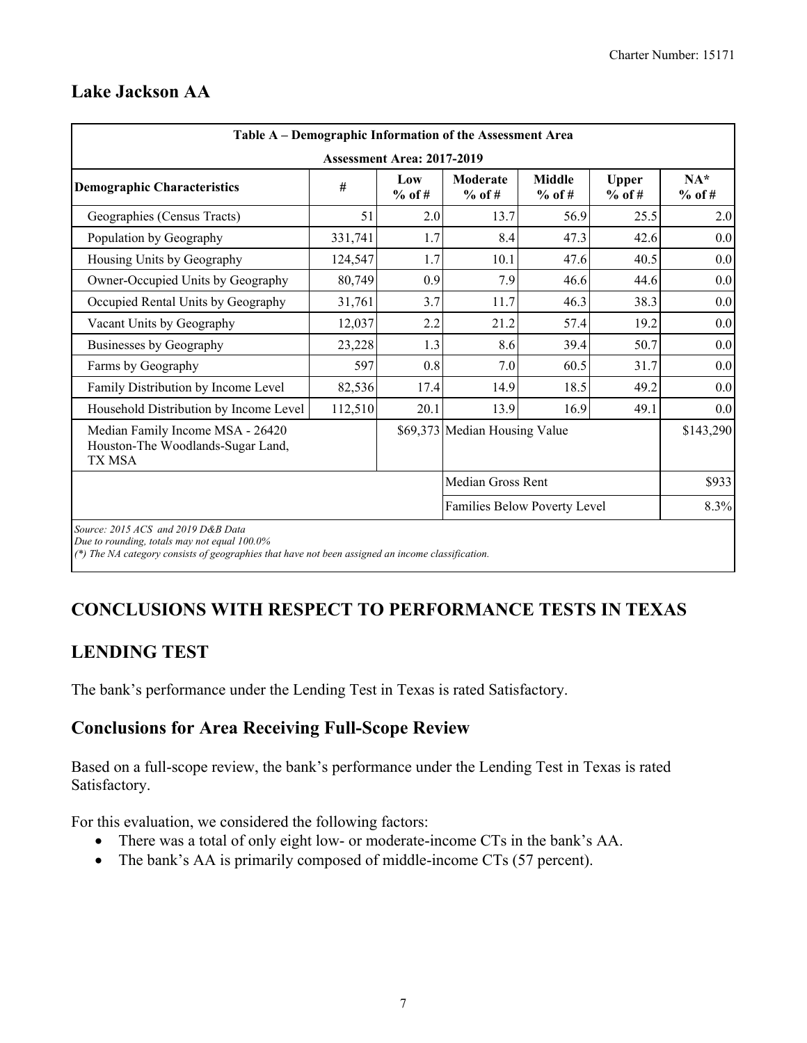## Lake Jackson AA

| Table A – Demographic Information of the Assessment Area | | | | | | |
|---|---|---|---|---|---|---|
| Assessment Area: 2017-2019 | | | | | | |
| **Demographic Characteristics** | **#** | **Low % of #** | **Moderate % of #** | **Middle % of #** | **Upper % of #** | **NA* % of #** |
| Geographies (Census Tracts) | 51 | 2.0 | 13.7 | 56.9 | 25.5 | 2.0 |
| Population by Geography | 331,741 | 1.7 | 8.4 | 47.3 | 42.6 | 0.0 |
| Housing Units by Geography | 124,547 | 1.7 | 10.1 | 47.6 | 40.5 | 0.0 |
| Owner-Occupied Units by Geography | 80,749 | 0.9 | 7.9 | 46.6 | 44.6 | 0.0 |
| Occupied Rental Units by Geography | 31,761 | 3.7 | 11.7 | 46.3 | 38.3 | 0.0 |
| Vacant Units by Geography | 12,037 | 2.2 | 21.2 | 57.4 | 19.2 | 0.0 |
| Businesses by Geography | 23,228 | 1.3 | 8.6 | 39.4 | 50.7 | 0.0 |
| Farms by Geography | 597 | 0.8 | 7.0 | 60.5 | 31.7 | 0.0 |
| Family Distribution by Income Level | 82,536 | 17.4 | 14.9 | 18.5 | 49.2 | 0.0 |
| Household Distribution by Income Level | 112,510 | 20.1 | 13.9 | 16.9 | 49.1 | 0.0 |
| Median Family Income MSA - 26420 Houston-The Woodlands-Sugar Land, TX MSA | | $69,373 | Median Housing Value | | | $143,290 |
| | | | Median Gross Rent | | | $933 |
| | | | Families Below Poverty Level | | | 8.3% |

*Source: 2015 ACS and 2019 D&B Data*
*Due to rounding, totals may not equal 100.0%*
*(*) The NA category consists of geographies that have not been assigned an income classification.*

## CONCLUSIONS WITH RESPECT TO PERFORMANCE TESTS IN TEXAS

## LENDING TEST

The bank's performance under the Lending Test in Texas is rated Satisfactory.

### Conclusions for Area Receiving Full-Scope Review

Based on a full-scope review, the bank's performance under the Lending Test in Texas is rated Satisfactory.

For this evaluation, we considered the following factors:

- There was a total of only eight low- or moderate-income CTs in the bank's AA.
- The bank's AA is primarily composed of middle-income CTs (57 percent).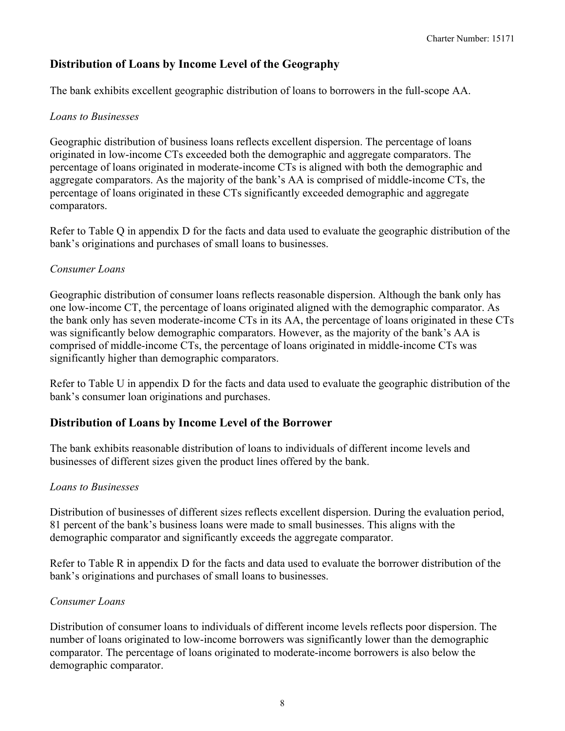## Distribution of Loans by Income Level of the Geography

The bank exhibits excellent geographic distribution of loans to borrowers in the full-scope AA.

*Loans to Businesses*

Geographic distribution of business loans reflects excellent dispersion. The percentage of loans originated in low-income CTs exceeded both the demographic and aggregate comparators. The percentage of loans originated in moderate-income CTs is aligned with both the demographic and aggregate comparators. As the majority of the bank's AA is comprised of middle-income CTs, the percentage of loans originated in these CTs significantly exceeded demographic and aggregate comparators.

Refer to Table Q in appendix D for the facts and data used to evaluate the geographic distribution of the bank's originations and purchases of small loans to businesses.

*Consumer Loans*

Geographic distribution of consumer loans reflects reasonable dispersion. Although the bank only has one low-income CT, the percentage of loans originated aligned with the demographic comparator. As the bank only has seven moderate-income CTs in its AA, the percentage of loans originated in these CTs was significantly below demographic comparators. However, as the majority of the bank's AA is comprised of middle-income CTs, the percentage of loans originated in middle-income CTs was significantly higher than demographic comparators.

Refer to Table U in appendix D for the facts and data used to evaluate the geographic distribution of the bank's consumer loan originations and purchases.

## Distribution of Loans by Income Level of the Borrower

The bank exhibits reasonable distribution of loans to individuals of different income levels and businesses of different sizes given the product lines offered by the bank.

*Loans to Businesses*

Distribution of businesses of different sizes reflects excellent dispersion. During the evaluation period, 81 percent of the bank's business loans were made to small businesses. This aligns with the demographic comparator and significantly exceeds the aggregate comparator.

Refer to Table R in appendix D for the facts and data used to evaluate the borrower distribution of the bank's originations and purchases of small loans to businesses.

*Consumer Loans*

Distribution of consumer loans to individuals of different income levels reflects poor dispersion. The number of loans originated to low-income borrowers was significantly lower than the demographic comparator. The percentage of loans originated to moderate-income borrowers is also below the demographic comparator.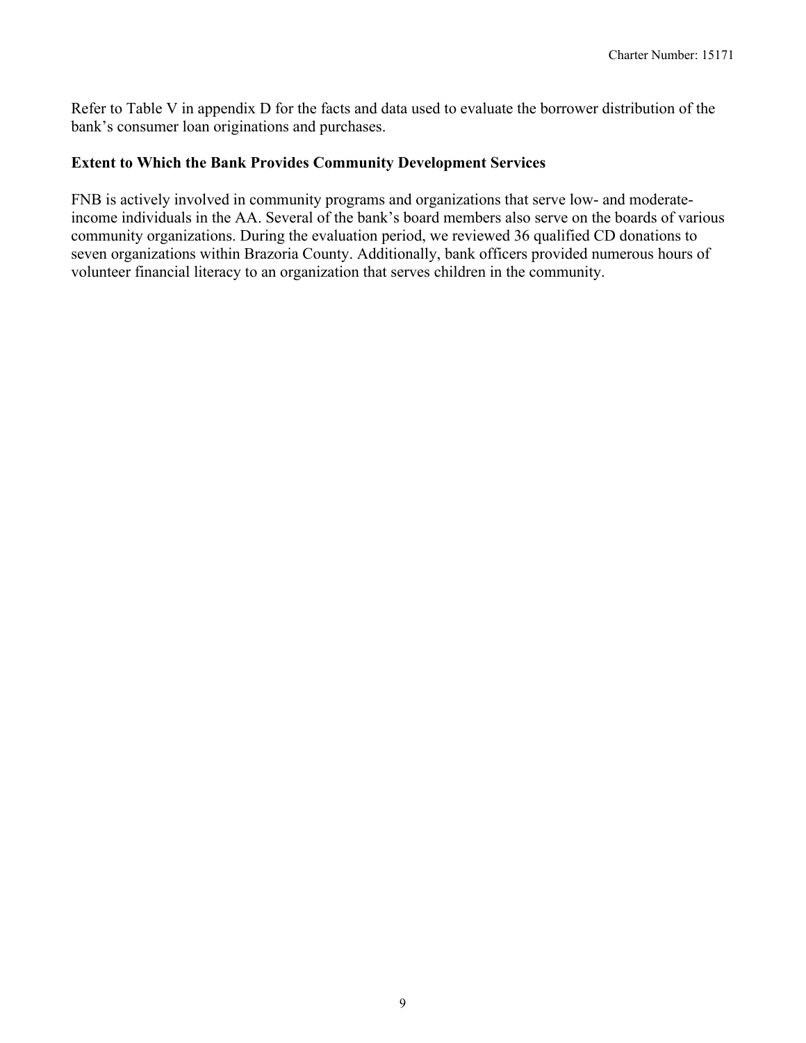Refer to Table V in appendix D for the facts and data used to evaluate the borrower distribution of the bank's consumer loan originations and purchases.

**Extent to Which the Bank Provides Community Development Services**

FNB is actively involved in community programs and organizations that serve low- and moderate-income individuals in the AA. Several of the bank's board members also serve on the boards of various community organizations. During the evaluation period, we reviewed 36 qualified CD donations to seven organizations within Brazoria County. Additionally, bank officers provided numerous hours of volunteer financial literacy to an organization that serves children in the community.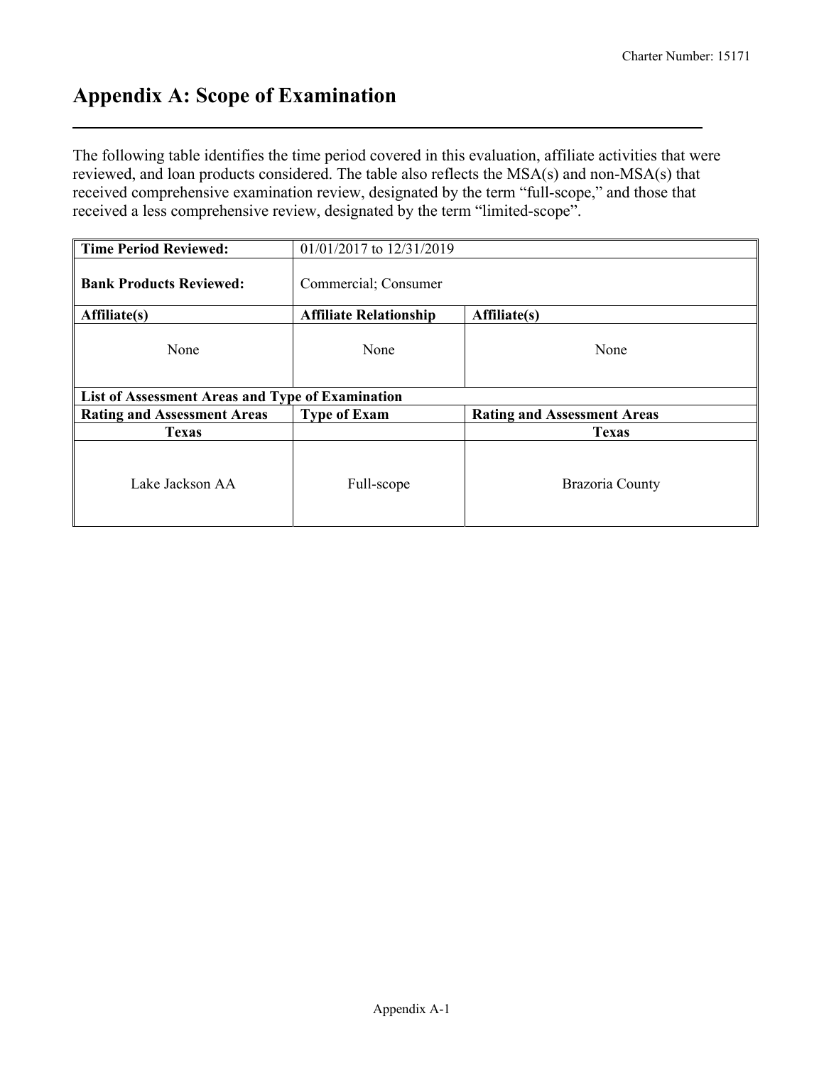# Appendix A: Scope of Examination

The following table identifies the time period covered in this evaluation, affiliate activities that were reviewed, and loan products considered. The table also reflects the MSA(s) and non-MSA(s) that received comprehensive examination review, designated by the term "full-scope," and those that received a less comprehensive review, designated by the term "limited-scope".

| **Time Period Reviewed:** | 01/01/2017 to 12/31/2019 | |
|---|---|---|
| **Bank Products Reviewed:** | Commercial; Consumer | |
| **Affiliate(s)** | **Affiliate Relationship** | **Affiliate(s)** |
| None | None | None |
| **List of Assessment Areas and Type of Examination** | | |
| **Rating and Assessment Areas** | **Type of Exam** | **Rating and Assessment Areas** |
| **Texas** | | **Texas** |
| Lake Jackson AA | Full-scope | Brazoria County |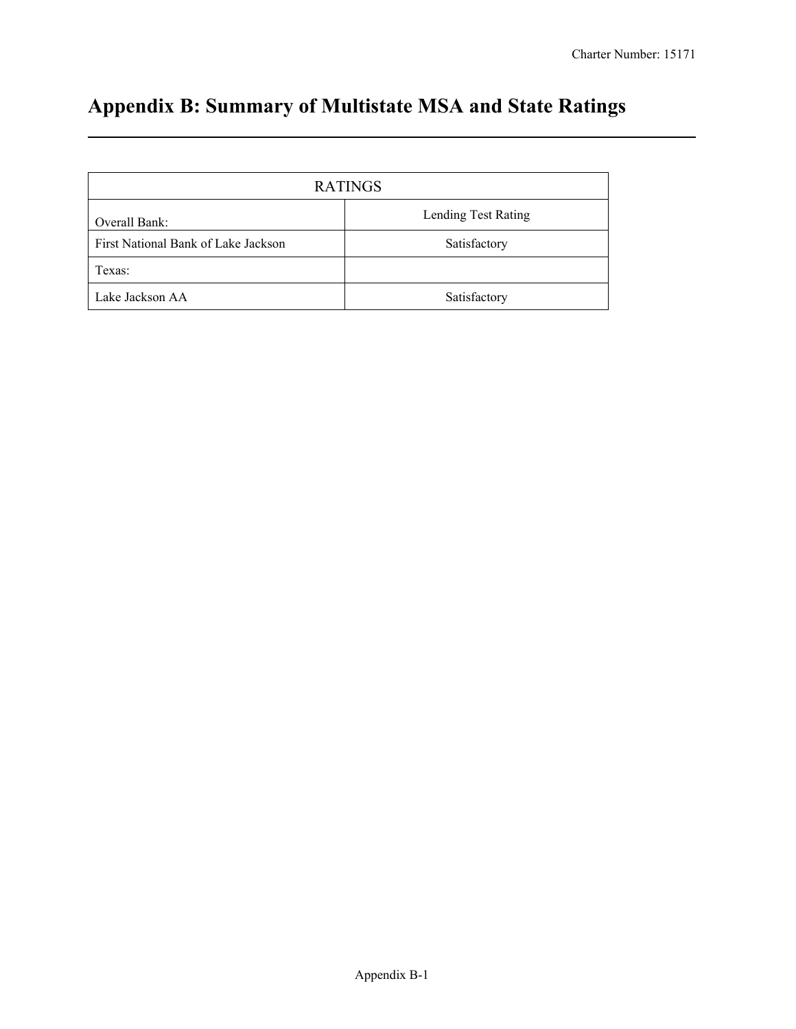# Appendix B: Summary of Multistate MSA and State Ratings

| RATINGS | |
|---|---|
| Overall Bank: | Lending Test Rating |
| First National Bank of Lake Jackson | Satisfactory |
| Texas: | |
| Lake Jackson AA | Satisfactory |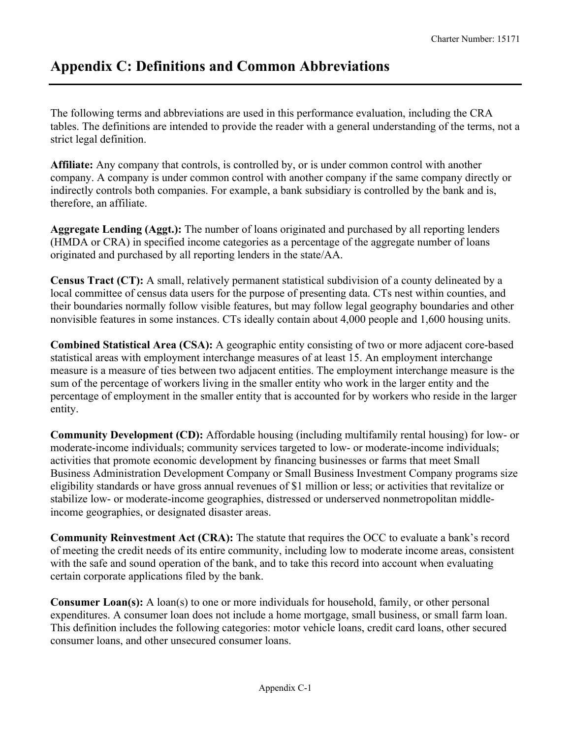# Appendix C: Definitions and Common Abbreviations

The following terms and abbreviations are used in this performance evaluation, including the CRA tables. The definitions are intended to provide the reader with a general understanding of the terms, not a strict legal definition.

**Affiliate:** Any company that controls, is controlled by, or is under common control with another company. A company is under common control with another company if the same company directly or indirectly controls both companies. For example, a bank subsidiary is controlled by the bank and is, therefore, an affiliate.

**Aggregate Lending (Aggt.):** The number of loans originated and purchased by all reporting lenders (HMDA or CRA) in specified income categories as a percentage of the aggregate number of loans originated and purchased by all reporting lenders in the state/AA.

**Census Tract (CT):** A small, relatively permanent statistical subdivision of a county delineated by a local committee of census data users for the purpose of presenting data. CTs nest within counties, and their boundaries normally follow visible features, but may follow legal geography boundaries and other nonvisible features in some instances. CTs ideally contain about 4,000 people and 1,600 housing units.

**Combined Statistical Area (CSA):** A geographic entity consisting of two or more adjacent core-based statistical areas with employment interchange measures of at least 15. An employment interchange measure is a measure of ties between two adjacent entities. The employment interchange measure is the sum of the percentage of workers living in the smaller entity who work in the larger entity and the percentage of employment in the smaller entity that is accounted for by workers who reside in the larger entity.

**Community Development (CD):** Affordable housing (including multifamily rental housing) for low- or moderate-income individuals; community services targeted to low- or moderate-income individuals; activities that promote economic development by financing businesses or farms that meet Small Business Administration Development Company or Small Business Investment Company programs size eligibility standards or have gross annual revenues of $1 million or less; or activities that revitalize or stabilize low- or moderate-income geographies, distressed or underserved nonmetropolitan middle-income geographies, or designated disaster areas.

**Community Reinvestment Act (CRA):** The statute that requires the OCC to evaluate a bank's record of meeting the credit needs of its entire community, including low to moderate income areas, consistent with the safe and sound operation of the bank, and to take this record into account when evaluating certain corporate applications filed by the bank.

**Consumer Loan(s):** A loan(s) to one or more individuals for household, family, or other personal expenditures. A consumer loan does not include a home mortgage, small business, or small farm loan. This definition includes the following categories: motor vehicle loans, credit card loans, other secured consumer loans, and other unsecured consumer loans.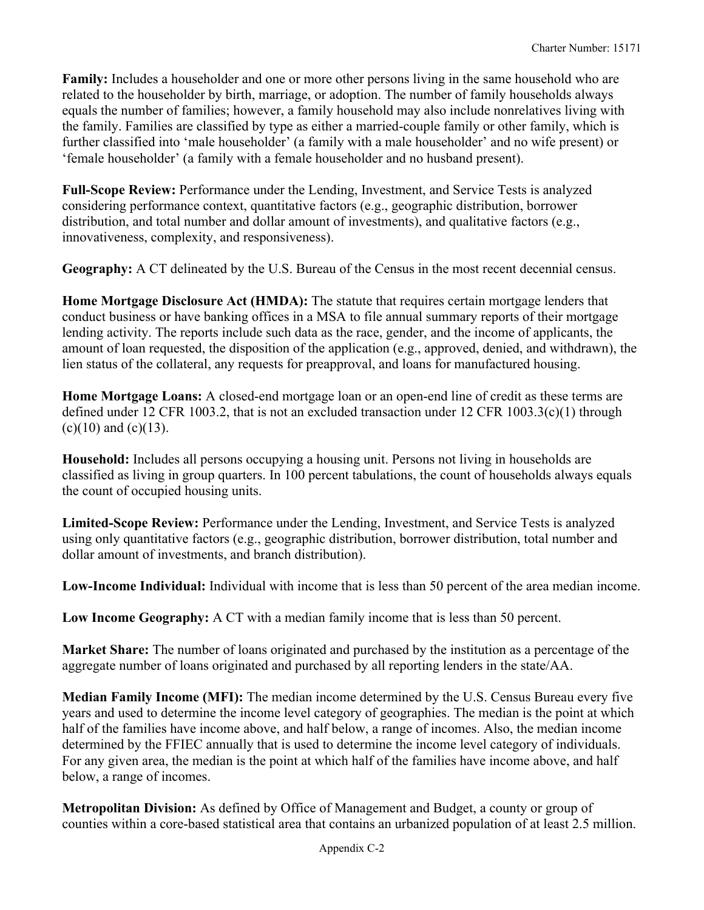**Family:** Includes a householder and one or more other persons living in the same household who are related to the householder by birth, marriage, or adoption. The number of family households always equals the number of families; however, a family household may also include nonrelatives living with the family. Families are classified by type as either a married-couple family or other family, which is further classified into 'male householder' (a family with a male householder' and no wife present) or 'female householder' (a family with a female householder and no husband present).

**Full-Scope Review:** Performance under the Lending, Investment, and Service Tests is analyzed considering performance context, quantitative factors (e.g., geographic distribution, borrower distribution, and total number and dollar amount of investments), and qualitative factors (e.g., innovativeness, complexity, and responsiveness).

**Geography:** A CT delineated by the U.S. Bureau of the Census in the most recent decennial census.

**Home Mortgage Disclosure Act (HMDA):** The statute that requires certain mortgage lenders that conduct business or have banking offices in a MSA to file annual summary reports of their mortgage lending activity. The reports include such data as the race, gender, and the income of applicants, the amount of loan requested, the disposition of the application (e.g., approved, denied, and withdrawn), the lien status of the collateral, any requests for preapproval, and loans for manufactured housing.

**Home Mortgage Loans:** A closed-end mortgage loan or an open-end line of credit as these terms are defined under 12 CFR 1003.2, that is not an excluded transaction under 12 CFR 1003.3(c)(1) through (c)(10) and (c)(13).

**Household:** Includes all persons occupying a housing unit. Persons not living in households are classified as living in group quarters. In 100 percent tabulations, the count of households always equals the count of occupied housing units.

**Limited-Scope Review:** Performance under the Lending, Investment, and Service Tests is analyzed using only quantitative factors (e.g., geographic distribution, borrower distribution, total number and dollar amount of investments, and branch distribution).

**Low-Income Individual:** Individual with income that is less than 50 percent of the area median income.

**Low Income Geography:** A CT with a median family income that is less than 50 percent.

**Market Share:** The number of loans originated and purchased by the institution as a percentage of the aggregate number of loans originated and purchased by all reporting lenders in the state/AA.

**Median Family Income (MFI):** The median income determined by the U.S. Census Bureau every five years and used to determine the income level category of geographies. The median is the point at which half of the families have income above, and half below, a range of incomes. Also, the median income determined by the FFIEC annually that is used to determine the income level category of individuals. For any given area, the median is the point at which half of the families have income above, and half below, a range of incomes.

**Metropolitan Division:** As defined by Office of Management and Budget, a county or group of counties within a core-based statistical area that contains an urbanized population of at least 2.5 million.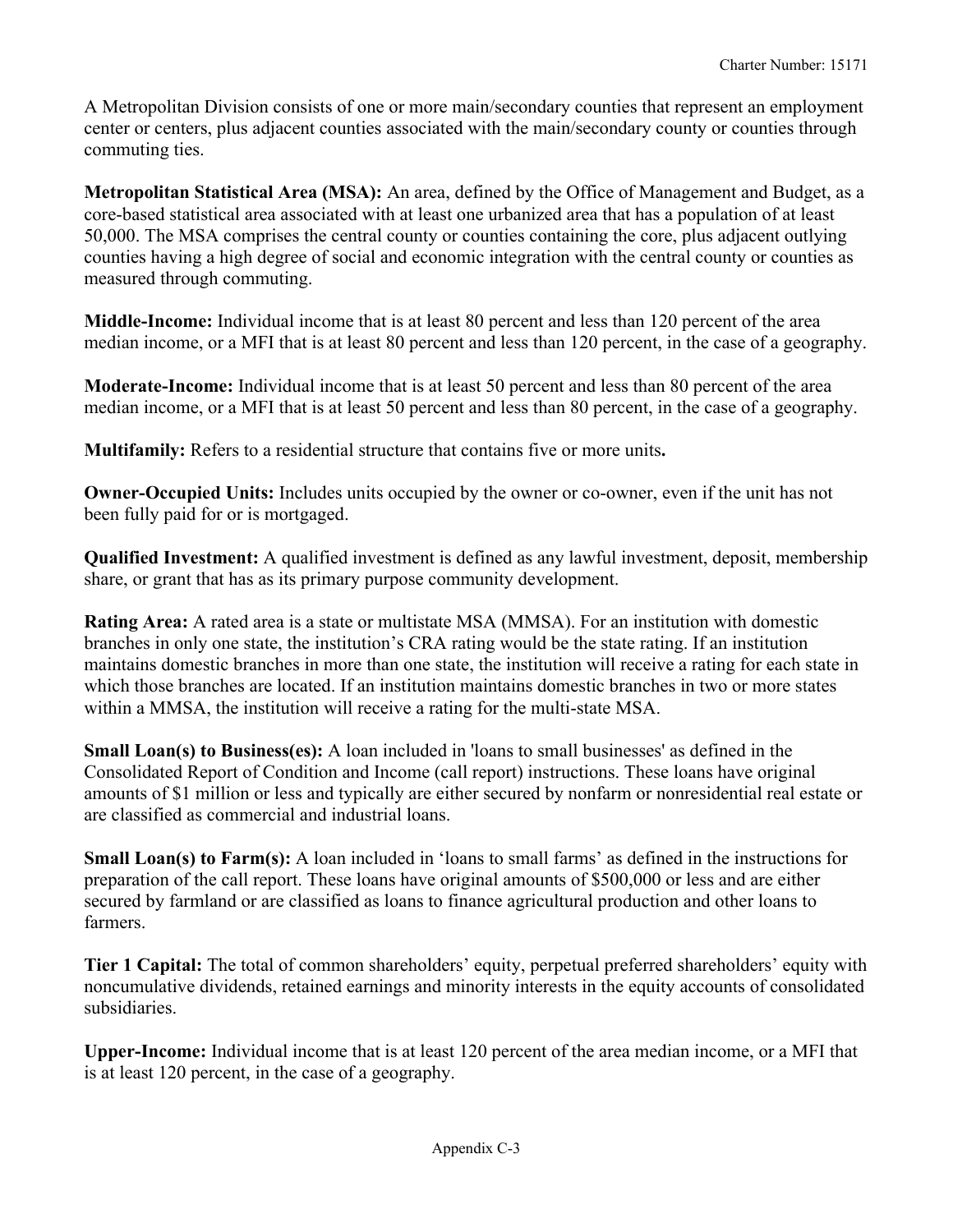A Metropolitan Division consists of one or more main/secondary counties that represent an employment center or centers, plus adjacent counties associated with the main/secondary county or counties through commuting ties.

**Metropolitan Statistical Area (MSA):** An area, defined by the Office of Management and Budget, as a core-based statistical area associated with at least one urbanized area that has a population of at least 50,000. The MSA comprises the central county or counties containing the core, plus adjacent outlying counties having a high degree of social and economic integration with the central county or counties as measured through commuting.

**Middle-Income:** Individual income that is at least 80 percent and less than 120 percent of the area median income, or a MFI that is at least 80 percent and less than 120 percent, in the case of a geography.

**Moderate-Income:** Individual income that is at least 50 percent and less than 80 percent of the area median income, or a MFI that is at least 50 percent and less than 80 percent, in the case of a geography.

**Multifamily:** Refers to a residential structure that contains five or more units**.**

**Owner-Occupied Units:** Includes units occupied by the owner or co-owner, even if the unit has not been fully paid for or is mortgaged.

**Qualified Investment:** A qualified investment is defined as any lawful investment, deposit, membership share, or grant that has as its primary purpose community development.

**Rating Area:** A rated area is a state or multistate MSA (MMSA). For an institution with domestic branches in only one state, the institution's CRA rating would be the state rating. If an institution maintains domestic branches in more than one state, the institution will receive a rating for each state in which those branches are located. If an institution maintains domestic branches in two or more states within a MMSA, the institution will receive a rating for the multi-state MSA.

**Small Loan(s) to Business(es):** A loan included in 'loans to small businesses' as defined in the Consolidated Report of Condition and Income (call report) instructions. These loans have original amounts of $1 million or less and typically are either secured by nonfarm or nonresidential real estate or are classified as commercial and industrial loans.

**Small Loan(s) to Farm(s):** A loan included in 'loans to small farms' as defined in the instructions for preparation of the call report. These loans have original amounts of $500,000 or less and are either secured by farmland or are classified as loans to finance agricultural production and other loans to farmers.

**Tier 1 Capital:** The total of common shareholders' equity, perpetual preferred shareholders' equity with noncumulative dividends, retained earnings and minority interests in the equity accounts of consolidated subsidiaries.

**Upper-Income:** Individual income that is at least 120 percent of the area median income, or a MFI that is at least 120 percent, in the case of a geography.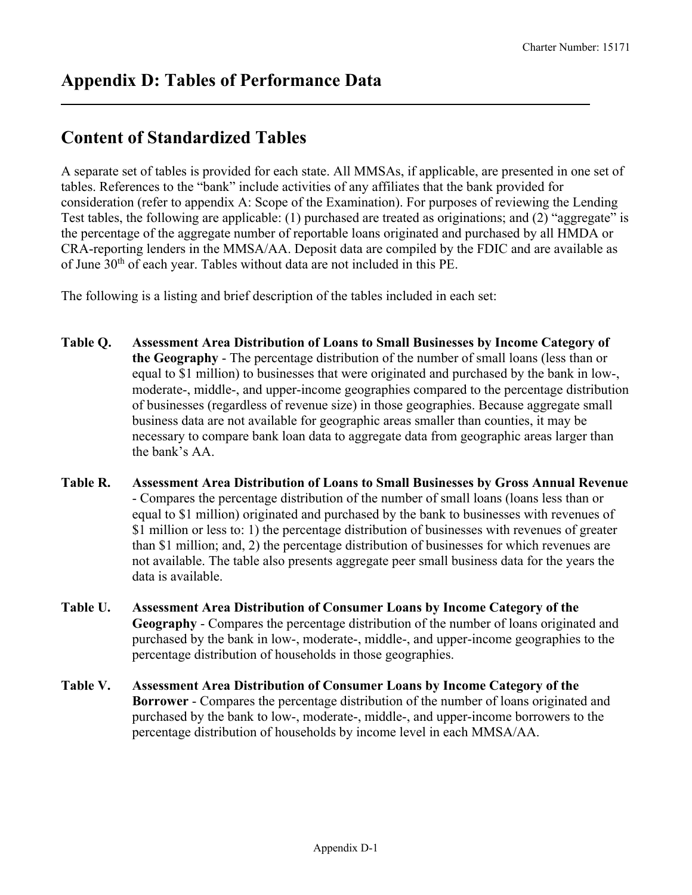# Appendix D: Tables of Performance Data

## Content of Standardized Tables

A separate set of tables is provided for each state. All MMSAs, if applicable, are presented in one set of tables. References to the "bank" include activities of any affiliates that the bank provided for consideration (refer to appendix A: Scope of the Examination). For purposes of reviewing the Lending Test tables, the following are applicable: (1) purchased are treated as originations; and (2) "aggregate" is the percentage of the aggregate number of reportable loans originated and purchased by all HMDA or CRA-reporting lenders in the MMSA/AA. Deposit data are compiled by the FDIC and are available as of June 30th of each year. Tables without data are not included in this PE.

The following is a listing and brief description of the tables included in each set:

**Table Q. Assessment Area Distribution of Loans to Small Businesses by Income Category of the Geography** - The percentage distribution of the number of small loans (less than or equal to $1 million) to businesses that were originated and purchased by the bank in low-, moderate-, middle-, and upper-income geographies compared to the percentage distribution of businesses (regardless of revenue size) in those geographies. Because aggregate small business data are not available for geographic areas smaller than counties, it may be necessary to compare bank loan data to aggregate data from geographic areas larger than the bank's AA.

**Table R. Assessment Area Distribution of Loans to Small Businesses by Gross Annual Revenue** - Compares the percentage distribution of the number of small loans (loans less than or equal to $1 million) originated and purchased by the bank to businesses with revenues of $1 million or less to: 1) the percentage distribution of businesses with revenues of greater than $1 million; and, 2) the percentage distribution of businesses for which revenues are not available. The table also presents aggregate peer small business data for the years the data is available.

**Table U. Assessment Area Distribution of Consumer Loans by Income Category of the Geography** - Compares the percentage distribution of the number of loans originated and purchased by the bank in low-, moderate-, middle-, and upper-income geographies to the percentage distribution of households in those geographies.

**Table V. Assessment Area Distribution of Consumer Loans by Income Category of the Borrower** - Compares the percentage distribution of the number of loans originated and purchased by the bank to low-, moderate-, middle-, and upper-income borrowers to the percentage distribution of households by income level in each MMSA/AA.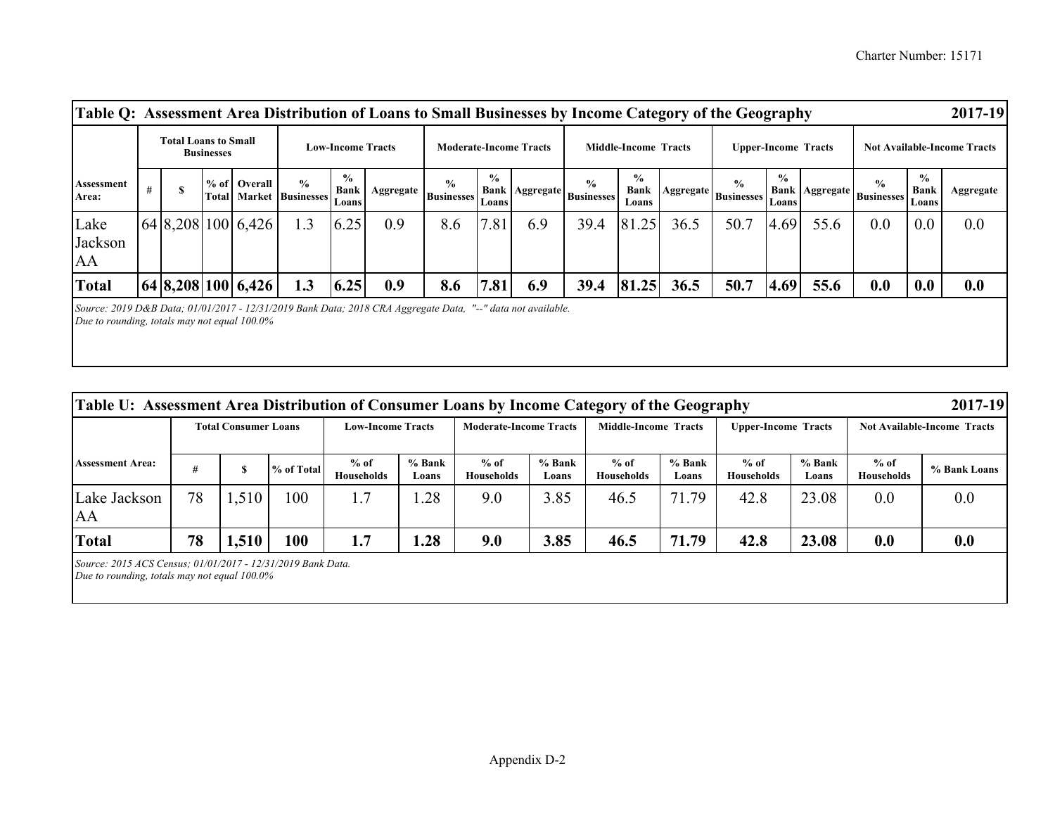**Table Q: Assessment Area Distribution of Loans to Small Businesses by Income Category of the Geography — 2017-19**

| | Total Loans to Small Businesses | | | | Low-Income Tracts | | | Moderate-Income Tracts | | | Middle-Income Tracts | | | Upper-Income Tracts | | | Not Available-Income Tracts | | |
|---|---|---|---|---|---|---|---|---|---|---|---|---|---|---|---|---|---|---|---|
| Assessment Area: | # | $ | % of Total | Overall Market | % Businesses | % Bank Loans | Aggregate | % Businesses | % Bank Loans | Aggregate | % Businesses | % Bank Loans | Aggregate | % Businesses | % Bank Loans | Aggregate | % Businesses | % Bank Loans | Aggregate |
| Lake Jackson AA | 64 | 8,208 | 100 | 6,426 | 1.3 | 6.25 | 0.9 | 8.6 | 7.81 | 6.9 | 39.4 | 81.25 | 36.5 | 50.7 | 4.69 | 55.6 | 0.0 | 0.0 | 0.0 |
| **Total** | **64** | **8,208** | **100** | **6,426** | **1.3** | **6.25** | **0.9** | **8.6** | **7.81** | **6.9** | **39.4** | **81.25** | **36.5** | **50.7** | **4.69** | **55.6** | **0.0** | **0.0** | **0.0** |

*Source: 2019 D&B Data; 01/01/2017 - 12/31/2019 Bank Data; 2018 CRA Aggregate Data, "--" data not available.*
*Due to rounding, totals may not equal 100.0%*

**Table U: Assessment Area Distribution of Consumer Loans by Income Category of the Geography — 2017-19**

| | Total Consumer Loans | | | Low-Income Tracts | | Moderate-Income Tracts | | Middle-Income Tracts | | Upper-Income Tracts | | Not Available-Income Tracts | |
|---|---|---|---|---|---|---|---|---|---|---|---|---|---|
| Assessment Area: | # | $ | % of Total | % of Households | % Bank Loans | % of Households | % Bank Loans | % of Households | % Bank Loans | % of Households | % Bank Loans | % of Households | % Bank Loans |
| Lake Jackson AA | 78 | 1,510 | 100 | 1.7 | 1.28 | 9.0 | 3.85 | 46.5 | 71.79 | 42.8 | 23.08 | 0.0 | 0.0 |
| **Total** | **78** | **1,510** | **100** | **1.7** | **1.28** | **9.0** | **3.85** | **46.5** | **71.79** | **42.8** | **23.08** | **0.0** | **0.0** |

*Source: 2015 ACS Census; 01/01/2017 - 12/31/2019 Bank Data.*
*Due to rounding, totals may not equal 100.0%*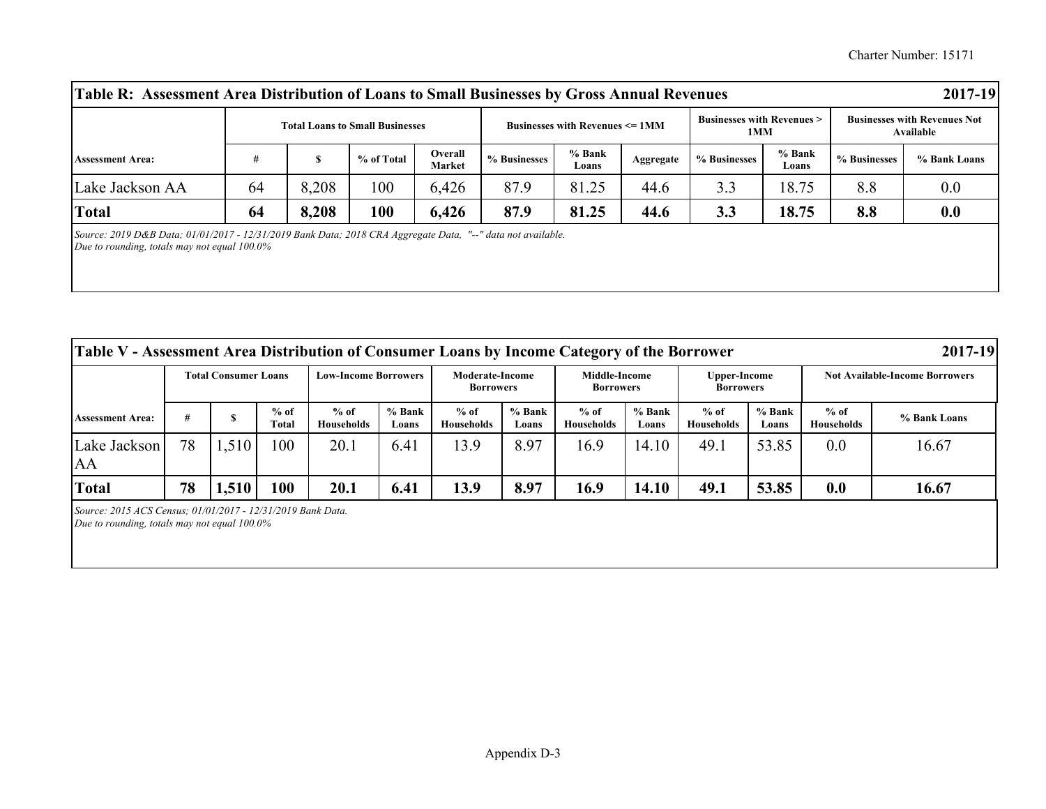**Table R: Assessment Area Distribution of Loans to Small Businesses by Gross Annual Revenues** **2017-19**

| | Total Loans to Small Businesses | | | | Businesses with Revenues <= 1MM | | | Businesses with Revenues > 1MM | | Businesses with Revenues Not Available | |
|---|---|---|---|---|---|---|---|---|---|---|---|
| **Assessment Area:** | **#** | **$** | **% of Total** | **Overall Market** | **% Businesses** | **% Bank Loans** | **Aggregate** | **% Businesses** | **% Bank Loans** | **% Businesses** | **% Bank Loans** |
| Lake Jackson AA | 64 | 8,208 | 100 | 6,426 | 87.9 | 81.25 | 44.6 | 3.3 | 18.75 | 8.8 | 0.0 |
| **Total** | **64** | **8,208** | **100** | **6,426** | **87.9** | **81.25** | **44.6** | **3.3** | **18.75** | **8.8** | **0.0** |

*Source: 2019 D&B Data; 01/01/2017 - 12/31/2019 Bank Data; 2018 CRA Aggregate Data, "--" data not available.*
*Due to rounding, totals may not equal 100.0%*

**Table V - Assessment Area Distribution of Consumer Loans by Income Category of the Borrower** **2017-19**

| | Total Consumer Loans | | | Low-Income Borrowers | | Moderate-Income Borrowers | | Middle-Income Borrowers | | Upper-Income Borrowers | | Not Available-Income Borrowers | |
|---|---|---|---|---|---|---|---|---|---|---|---|---|---|
| **Assessment Area:** | **#** | **$** | **% of Total** | **% of Households** | **% Bank Loans** | **% of Households** | **% Bank Loans** | **% of Households** | **% Bank Loans** | **% of Households** | **% Bank Loans** | **% of Households** | **% Bank Loans** |
| Lake Jackson AA | 78 | 1,510 | 100 | 20.1 | 6.41 | 13.9 | 8.97 | 16.9 | 14.10 | 49.1 | 53.85 | 0.0 | 16.67 |
| **Total** | **78** | **1,510** | **100** | **20.1** | **6.41** | **13.9** | **8.97** | **16.9** | **14.10** | **49.1** | **53.85** | **0.0** | **16.67** |

*Source: 2015 ACS Census; 01/01/2017 - 12/31/2019 Bank Data.*
*Due to rounding, totals may not equal 100.0%*